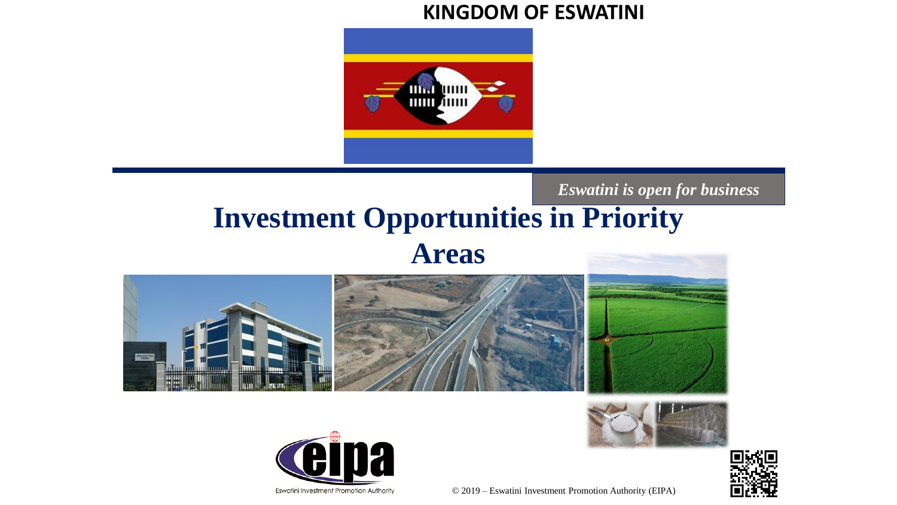**KINGDOM OF ESWATINI**

*Eswatini is open for business*

# Investment Opportunities in Priority Areas

Eswatini Investment Promotion Authority

© 2019 – Eswatini Investment Promotion Authority (EIPA)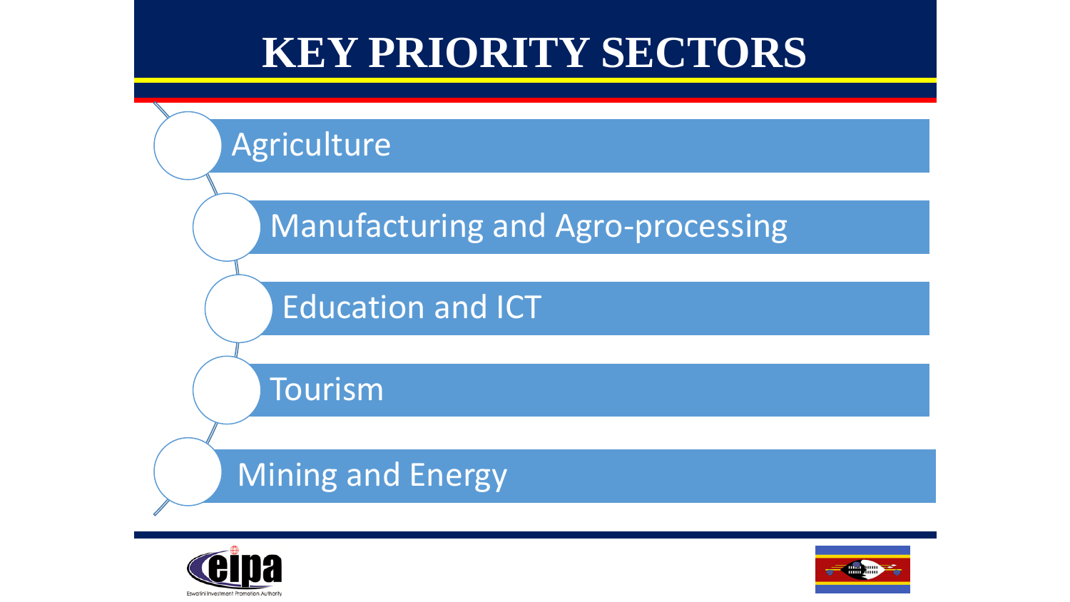# KEY PRIORITY SECTORS

- Agriculture
- Manufacturing and Agro-processing
- Education and ICT
- Tourism
- Mining and Energy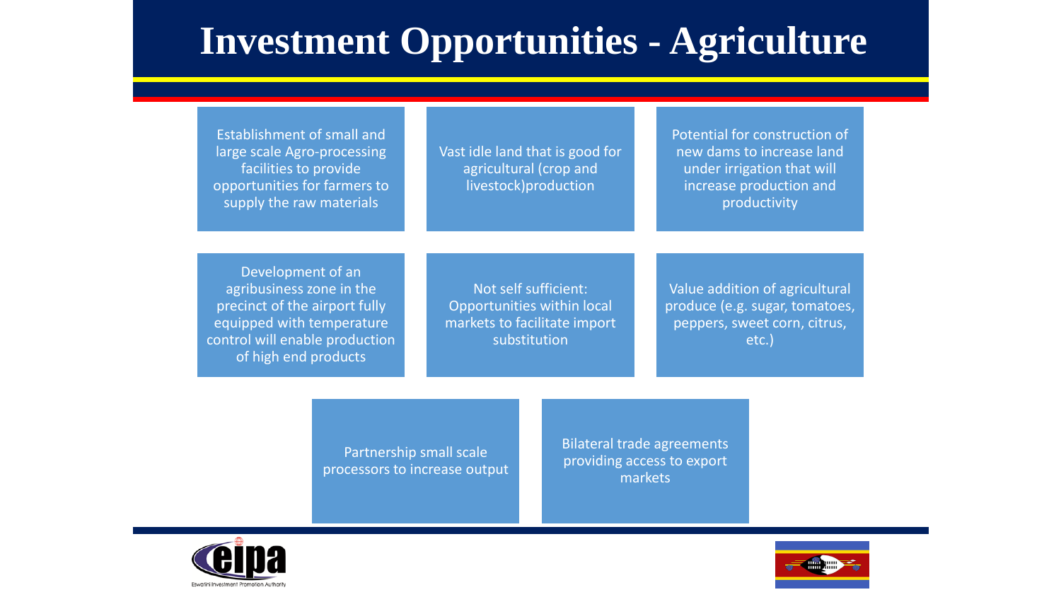# Investment Opportunities - Agriculture

- Establishment of small and large scale Agro-processing facilities to provide opportunities for farmers to supply the raw materials
- Vast idle land that is good for agricultural (crop and livestock)production
- Potential for construction of new dams to increase land under irrigation that will increase production and productivity
- Development of an agribusiness zone in the precinct of the airport fully equipped with temperature control will enable production of high end products
- Not self sufficient: Opportunities within local markets to facilitate import substitution
- Value addition of agricultural produce (e.g. sugar, tomatoes, peppers, sweet corn, citrus, etc.)
- Partnership small scale processors to increase output
- Bilateral trade agreements providing access to export markets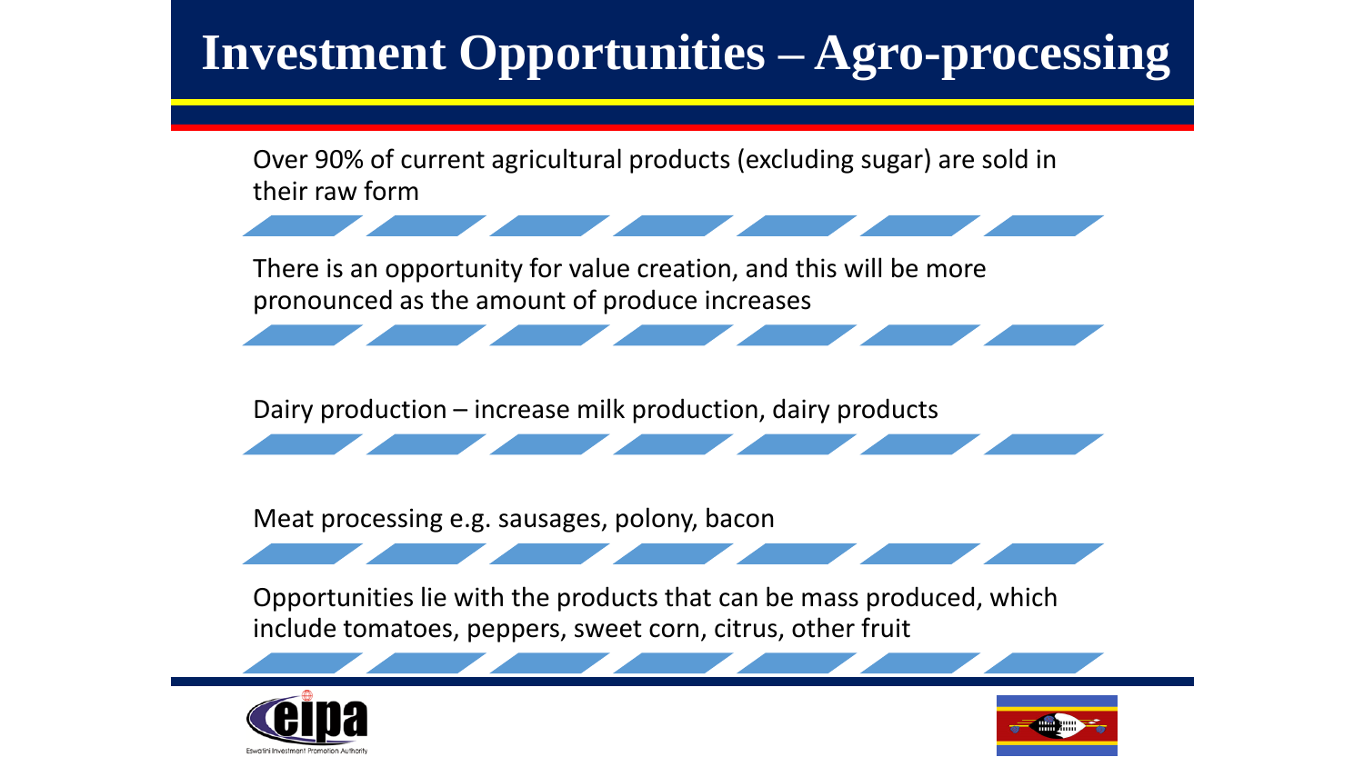# Investment Opportunities – Agro-processing

- Over 90% of current agricultural products (excluding sugar) are sold in their raw form
- There is an opportunity for value creation, and this will be more pronounced as the amount of produce increases
- Dairy production – increase milk production, dairy products
- Meat processing e.g. sausages, polony, bacon
- Opportunities lie with the products that can be mass produced, which include tomatoes, peppers, sweet corn, citrus, other fruit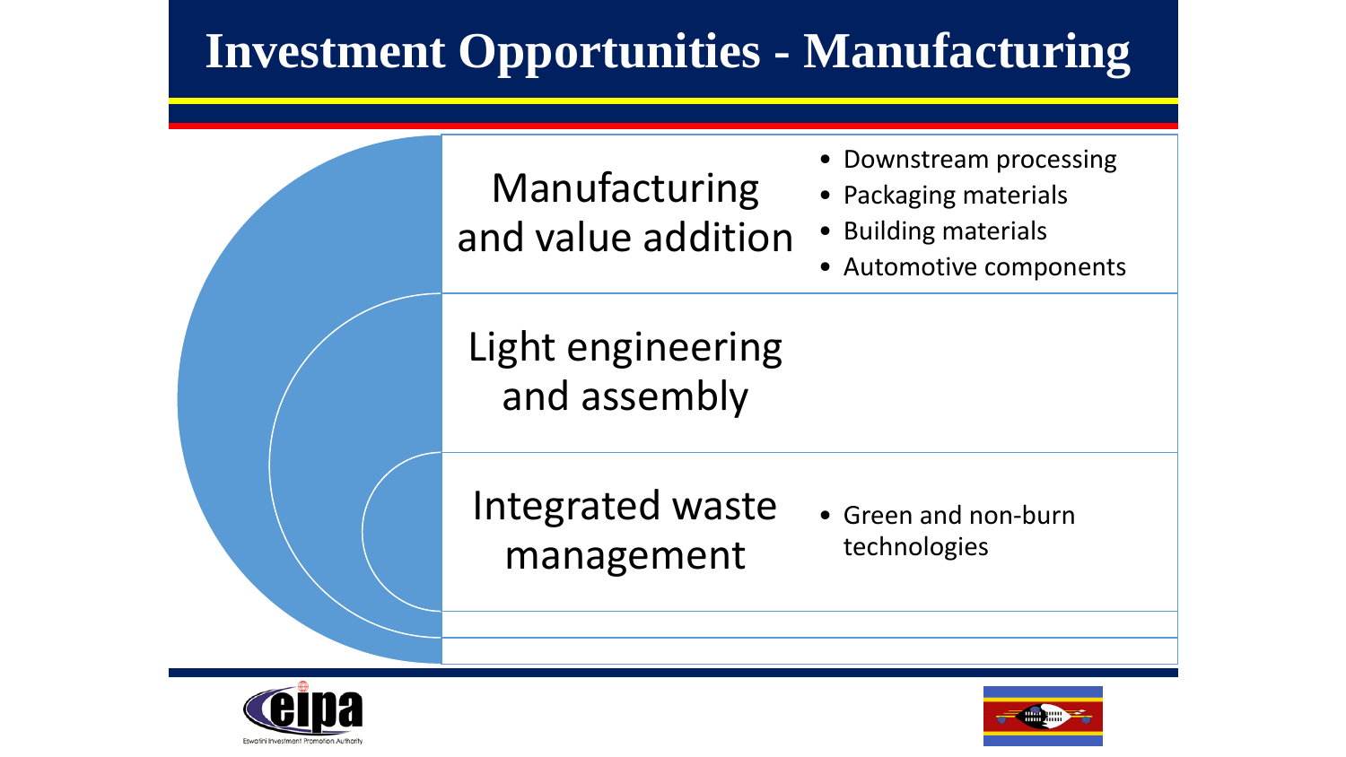# Investment Opportunities - Manufacturing

## Manufacturing and value addition

- Downstream processing
- Packaging materials
- Building materials
- Automotive components

## Light engineering and assembly

## Integrated waste management

- Green and non-burn technologies

Eswatini Investment Promotion Authority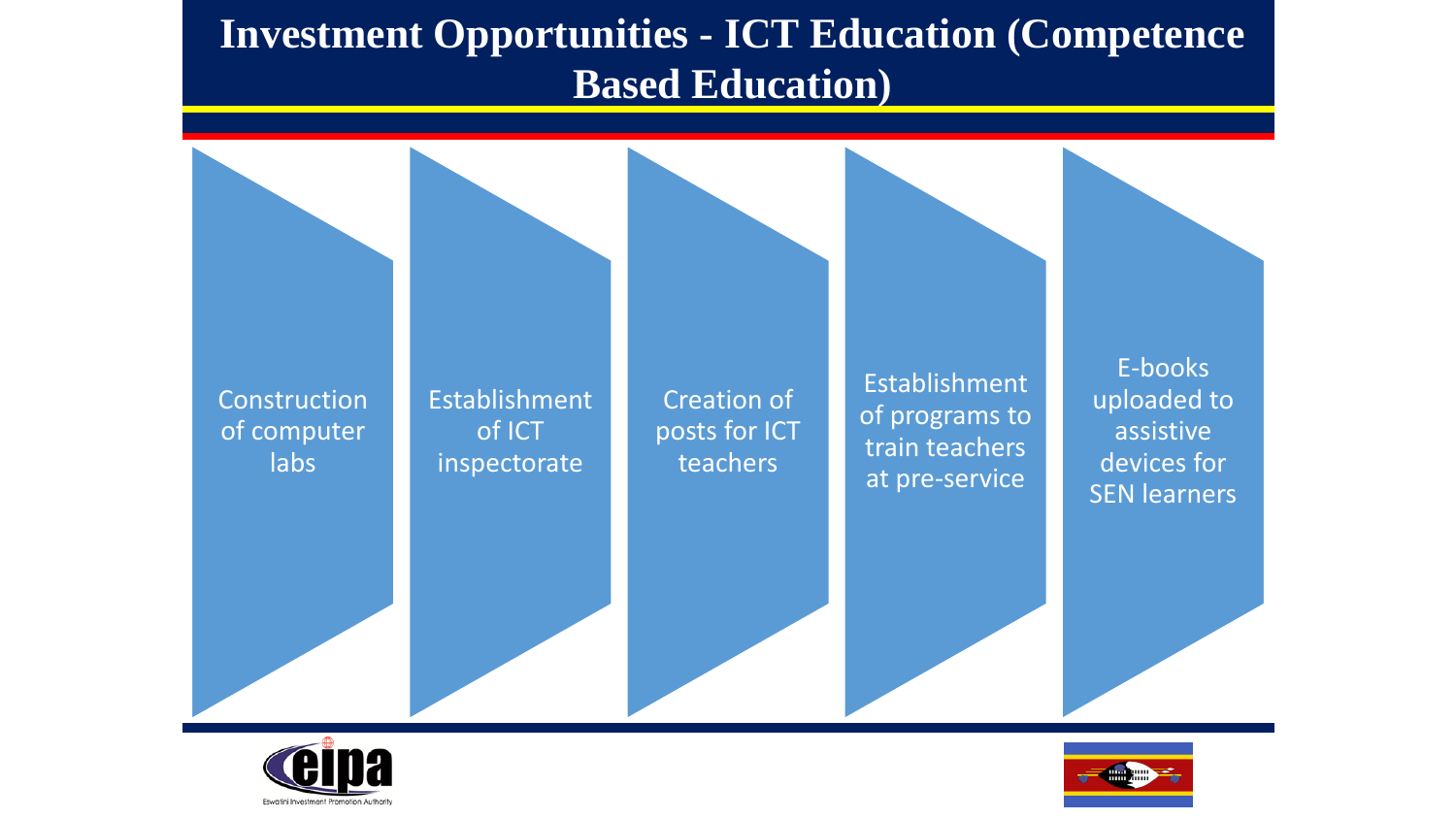# Investment Opportunities - ICT Education (Competence Based Education)

- Construction of computer labs
- Establishment of ICT inspectorate
- Creation of posts for ICT teachers
- Establishment of programs to train teachers at pre-service
- E-books uploaded to assistive devices for SEN learners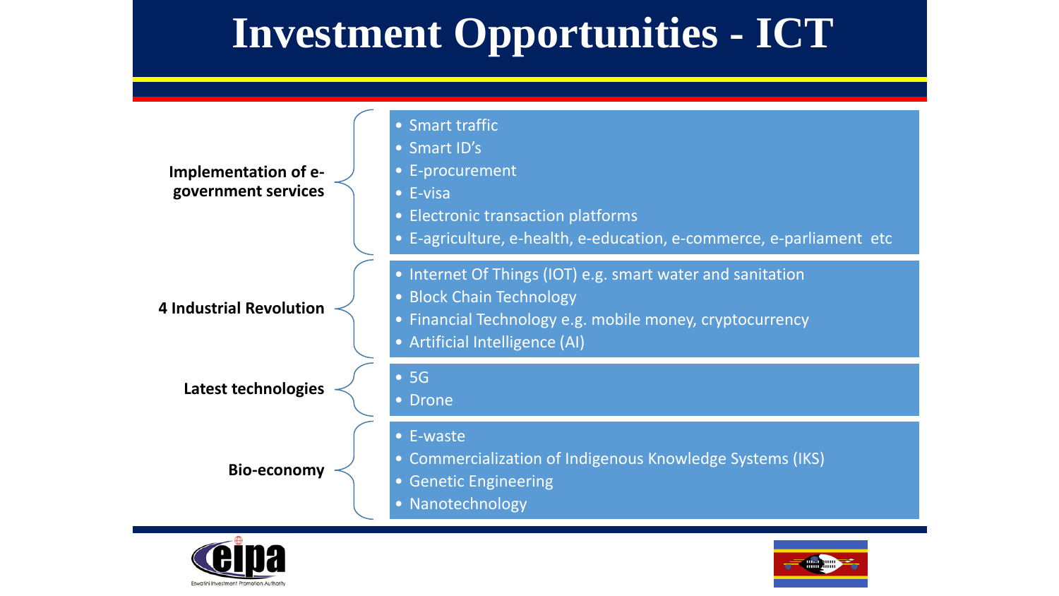# Investment Opportunities - ICT

**Implementation of e-government services**

- Smart traffic
- Smart ID's
- E-procurement
- E-visa
- Electronic transaction platforms
- E-agriculture, e-health, e-education, e-commerce, e-parliament etc

**4 Industrial Revolution**

- Internet Of Things (IOT) e.g. smart water and sanitation
- Block Chain Technology
- Financial Technology e.g. mobile money, cryptocurrency
- Artificial Intelligence (AI)

**Latest technologies**

- 5G
- Drone

**Bio-economy**

- E-waste
- Commercialization of Indigenous Knowledge Systems (IKS)
- Genetic Engineering
- Nanotechnology

eipa
Eswatini Investment Promotion Authority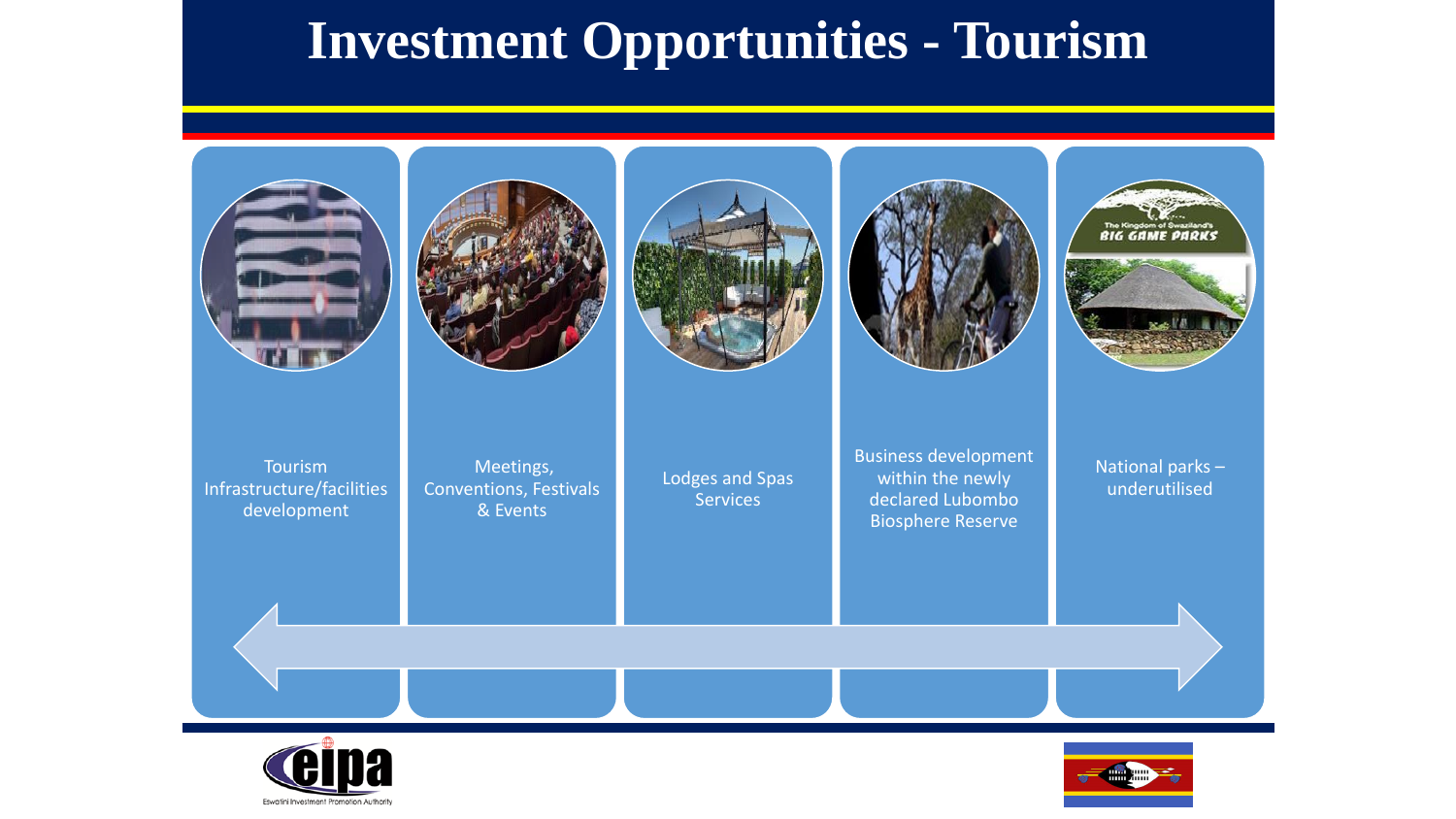# Investment Opportunities - Tourism

- Tourism Infrastructure/facilities development
- Meetings, Conventions, Festivals & Events
- Lodges and Spas Services
- Business development within the newly declared Lubombo Biosphere Reserve
- National parks – underutilised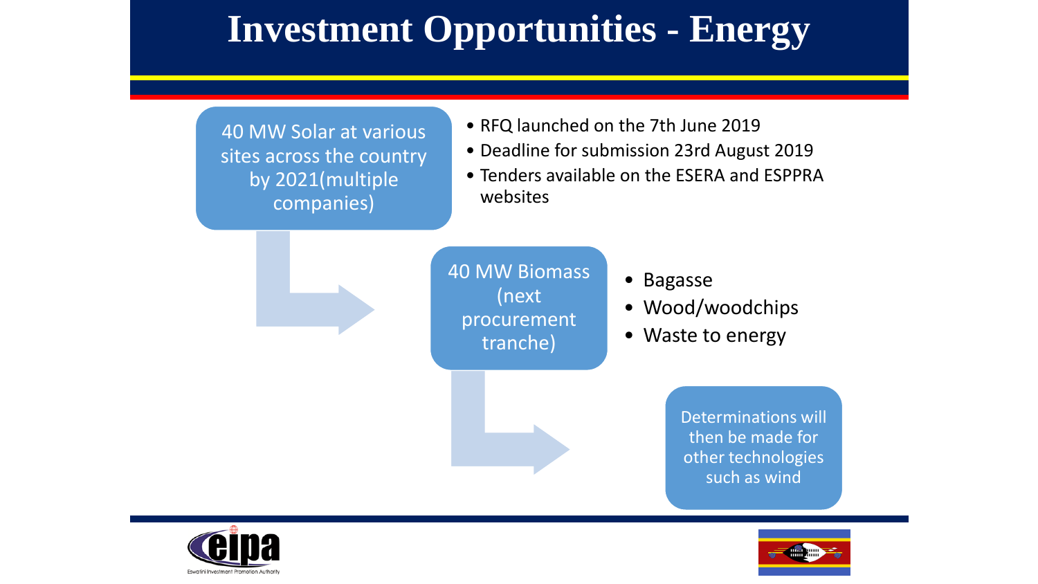# Investment Opportunities - Energy

40 MW Solar at various sites across the country by 2021(multiple companies)

- RFQ launched on the 7th June 2019
- Deadline for submission 23rd August 2019
- Tenders available on the ESERA and ESPPRA websites

40 MW Biomass (next procurement tranche)

- Bagasse
- Wood/woodchips
- Waste to energy

Determinations will then be made for other technologies such as wind

Eswatini Investment Promotion Authority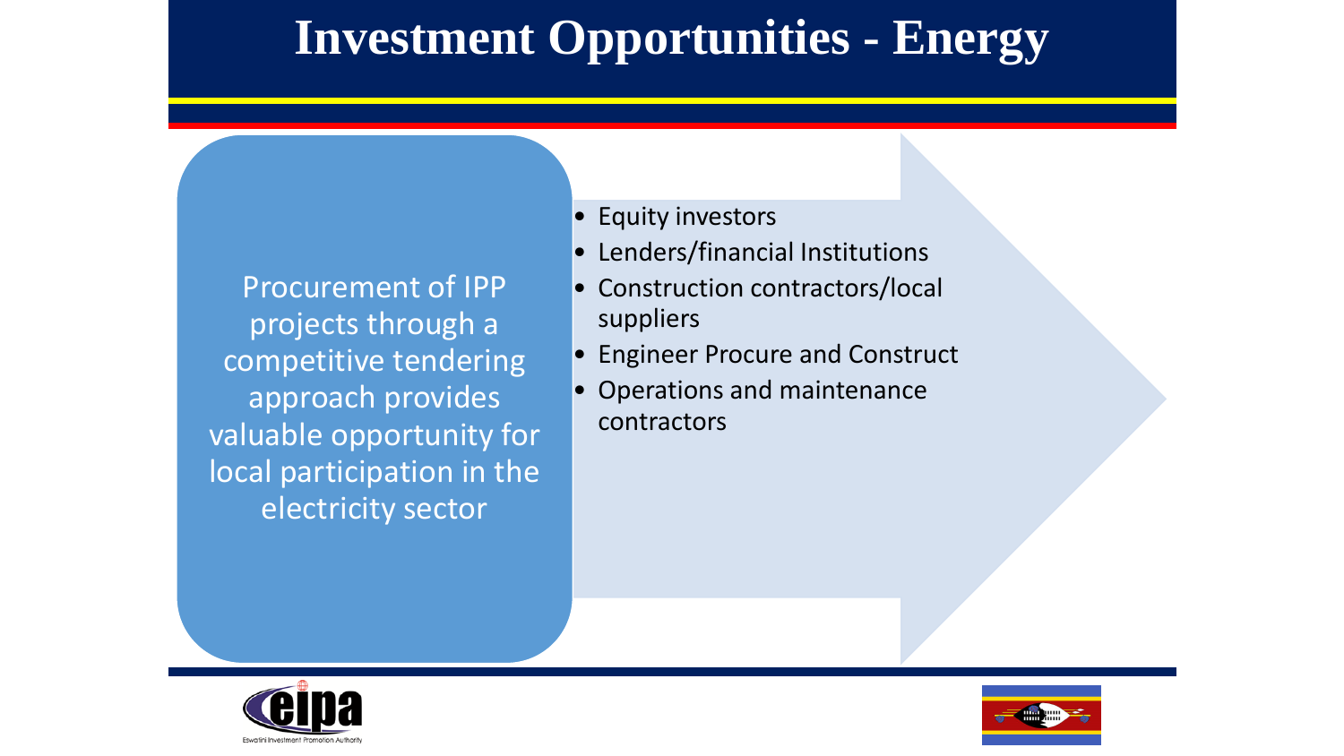# Investment Opportunities - Energy

Procurement of IPP projects through a competitive tendering approach provides valuable opportunity for local participation in the electricity sector

- Equity investors
- Lenders/financial Institutions
- Construction contractors/local suppliers
- Engineer Procure and Construct
- Operations and maintenance contractors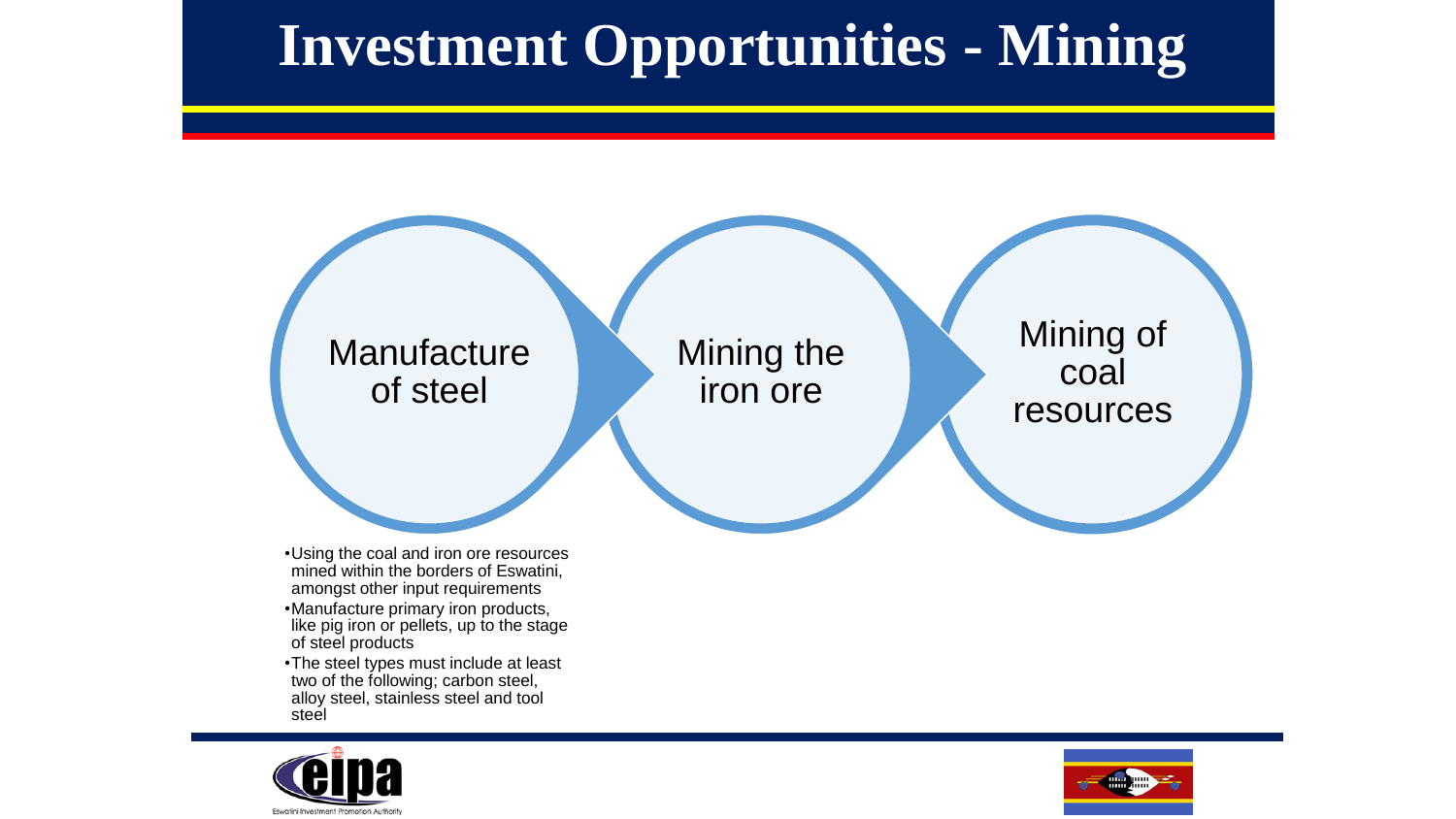# Investment Opportunities - Mining

Manufacture of steel → Mining the iron ore → Mining of coal resources

- Using the coal and iron ore resources mined within the borders of Eswatini, amongst other input requirements
- Manufacture primary iron products, like pig iron or pellets, up to the stage of steel products
- The steel types must include at least two of the following; carbon steel, alloy steel, stainless steel and tool steel

Eswatini Investment Promotion Authority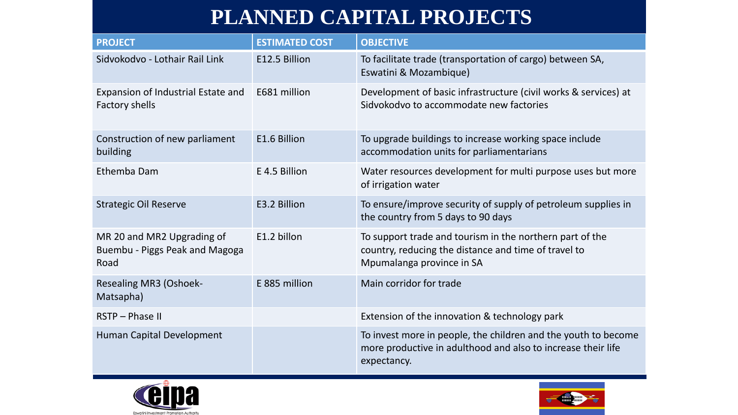# PLANNED CAPITAL PROJECTS

| PROJECT | ESTIMATED COST | OBJECTIVE |
|---|---|---|
| Sidvokodvo - Lothair Rail Link | E12.5 Billion | To facilitate trade (transportation of cargo) between SA, Eswatini & Mozambique) |
| Expansion of Industrial Estate and Factory shells | E681 million | Development of basic infrastructure (civil works & services) at Sidvokodvo to accommodate new factories |
| Construction of new parliament building | E1.6 Billion | To upgrade buildings to increase working space include accommodation units for parliamentarians |
| Ethemba Dam | E 4.5 Billion | Water resources development for multi purpose uses but more of irrigation water |
| Strategic Oil Reserve | E3.2 Billion | To ensure/improve security of supply of petroleum supplies in the country from 5 days to 90 days |
| MR 20 and MR2 Upgrading of Buembu - Piggs Peak and Magoga Road | E1.2 billon | To support trade and tourism in the northern part of the country, reducing the distance and time of travel to Mpumalanga province in SA |
| Resealing MR3 (Oshoek-Matsapha) | E 885 million | Main corridor for trade |
| RSTP – Phase II | | Extension of the innovation & technology park |
| Human Capital Development | | To invest more in people, the children and the youth to become more productive in adulthood and also to increase their life expectancy. |

eipa
Eswatini Investment Promotion Authority